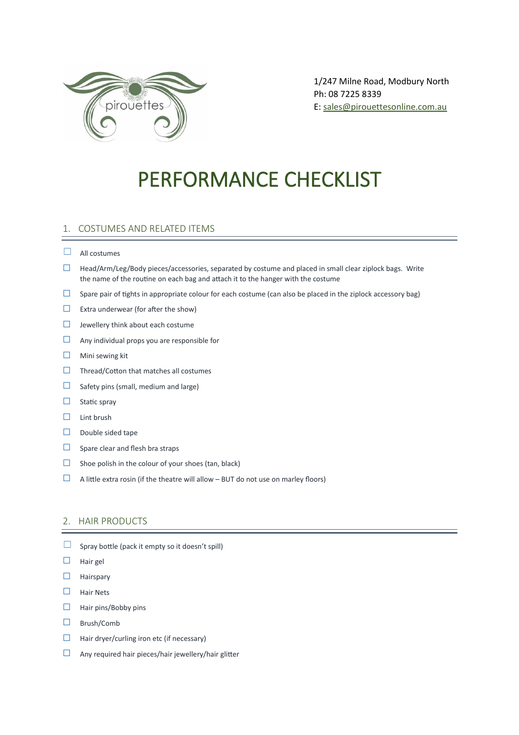pirouettes

1/247 Milne Road, Modbury North
Ph: 08 7225 8339
E: sales@pirouettesonline.com.au

# PERFORMANCE CHECKLIST

## 1. COSTUMES AND RELATED ITEMS

- ☐ All costumes
- ☐ Head/Arm/Leg/Body pieces/accessories, separated by costume and placed in small clear ziplock bags. Write the name of the routine on each bag and attach it to the hanger with the costume
- ☐ Spare pair of tights in appropriate colour for each costume (can also be placed in the ziplock accessory bag)
- ☐ Extra underwear (for after the show)
- ☐ Jewellery think about each costume
- ☐ Any individual props you are responsible for
- ☐ Mini sewing kit
- ☐ Thread/Cotton that matches all costumes
- ☐ Safety pins (small, medium and large)
- ☐ Static spray
- ☐ Lint brush
- ☐ Double sided tape
- ☐ Spare clear and flesh bra straps
- ☐ Shoe polish in the colour of your shoes (tan, black)
- ☐ A little extra rosin (if the theatre will allow – BUT do not use on marley floors)

## 2. HAIR PRODUCTS

- ☐ Spray bottle (pack it empty so it doesn't spill)
- ☐ Hair gel
- ☐ Hairspary
- ☐ Hair Nets
- ☐ Hair pins/Bobby pins
- ☐ Brush/Comb
- ☐ Hair dryer/curling iron etc (if necessary)
- ☐ Any required hair pieces/hair jewellery/hair glitter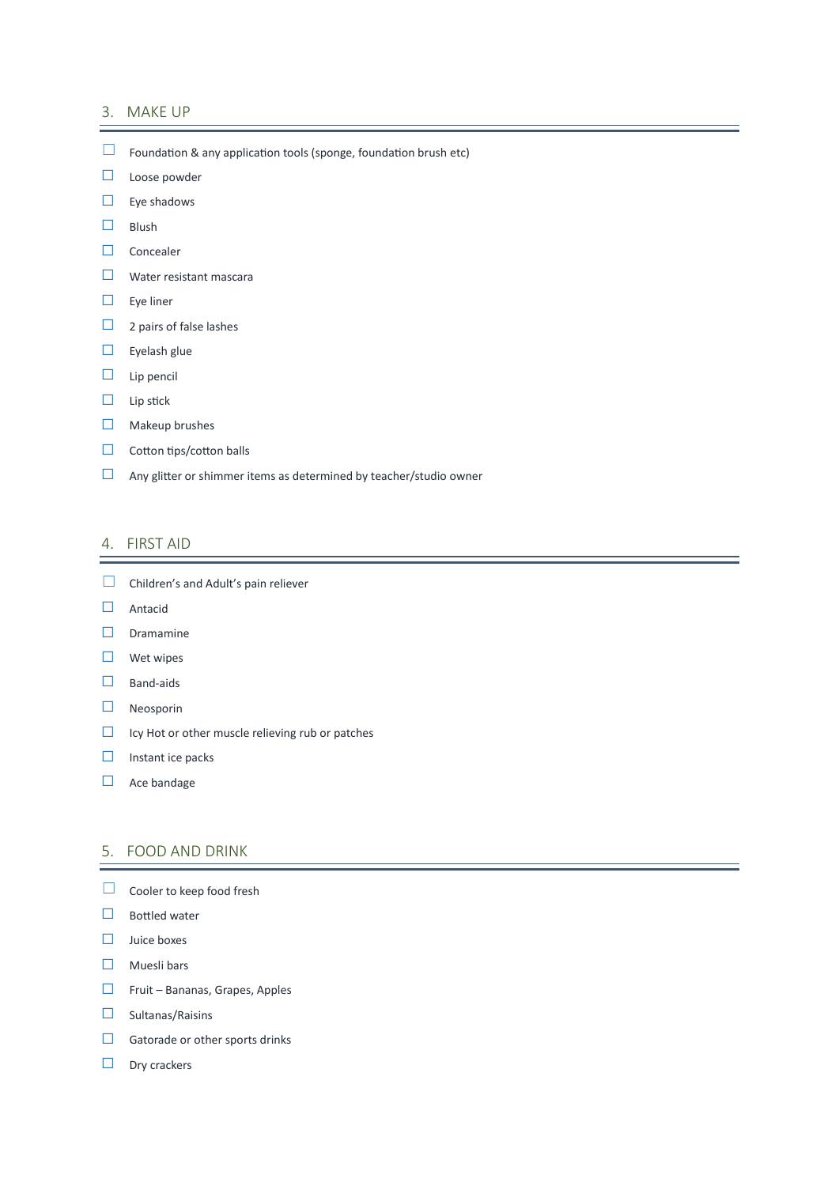## 3. MAKE UP

- ☐ Foundation & any application tools (sponge, foundation brush etc)
- ☐ Loose powder
- ☐ Eye shadows
- ☐ Blush
- ☐ Concealer
- ☐ Water resistant mascara
- ☐ Eye liner
- ☐ 2 pairs of false lashes
- ☐ Eyelash glue
- ☐ Lip pencil
- ☐ Lip stick
- ☐ Makeup brushes
- ☐ Cotton tips/cotton balls
- ☐ Any glitter or shimmer items as determined by teacher/studio owner

## 4. FIRST AID

- ☐ Children's and Adult's pain reliever
- ☐ Antacid
- ☐ Dramamine
- ☐ Wet wipes
- ☐ Band-aids
- ☐ Neosporin
- ☐ Icy Hot or other muscle relieving rub or patches
- ☐ Instant ice packs
- ☐ Ace bandage

## 5. FOOD AND DRINK

- ☐ Cooler to keep food fresh
- ☐ Bottled water
- ☐ Juice boxes
- ☐ Muesli bars
- ☐ Fruit – Bananas, Grapes, Apples
- ☐ Sultanas/Raisins
- ☐ Gatorade or other sports drinks
- ☐ Dry crackers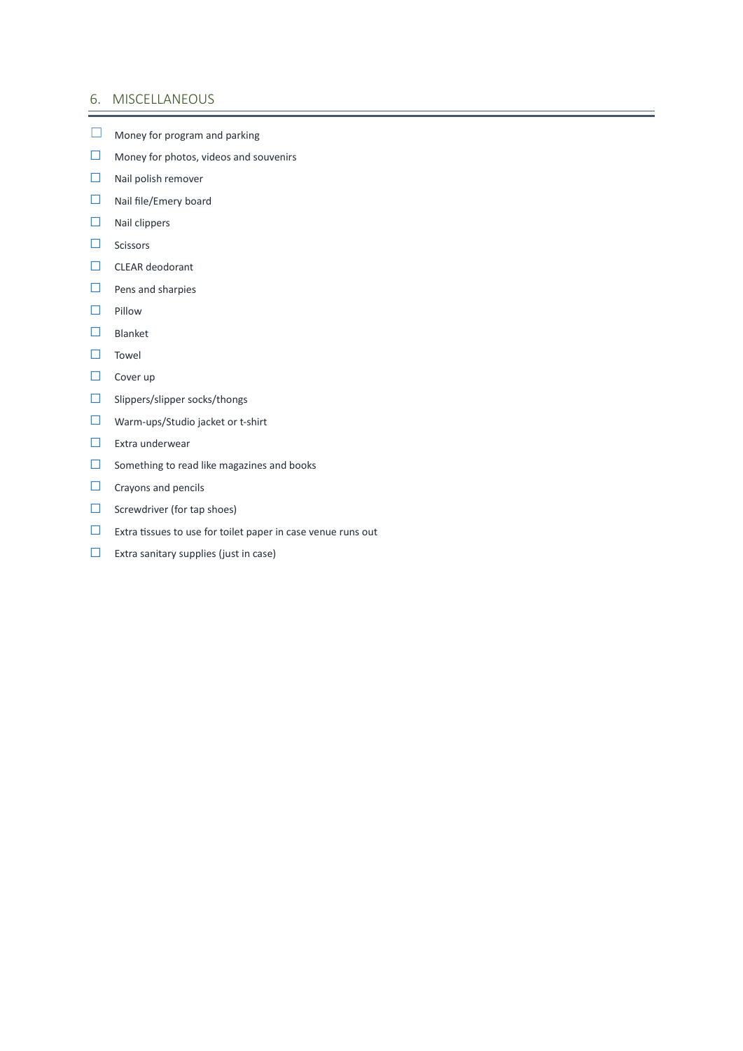## 6. MISCELLANEOUS

- ☐ Money for program and parking
- ☐ Money for photos, videos and souvenirs
- ☐ Nail polish remover
- ☐ Nail file/Emery board
- ☐ Nail clippers
- ☐ Scissors
- ☐ CLEAR deodorant
- ☐ Pens and sharpies
- ☐ Pillow
- ☐ Blanket
- ☐ Towel
- ☐ Cover up
- ☐ Slippers/slipper socks/thongs
- ☐ Warm-ups/Studio jacket or t-shirt
- ☐ Extra underwear
- ☐ Something to read like magazines and books
- ☐ Crayons and pencils
- ☐ Screwdriver (for tap shoes)
- ☐ Extra tissues to use for toilet paper in case venue runs out
- ☐ Extra sanitary supplies (just in case)